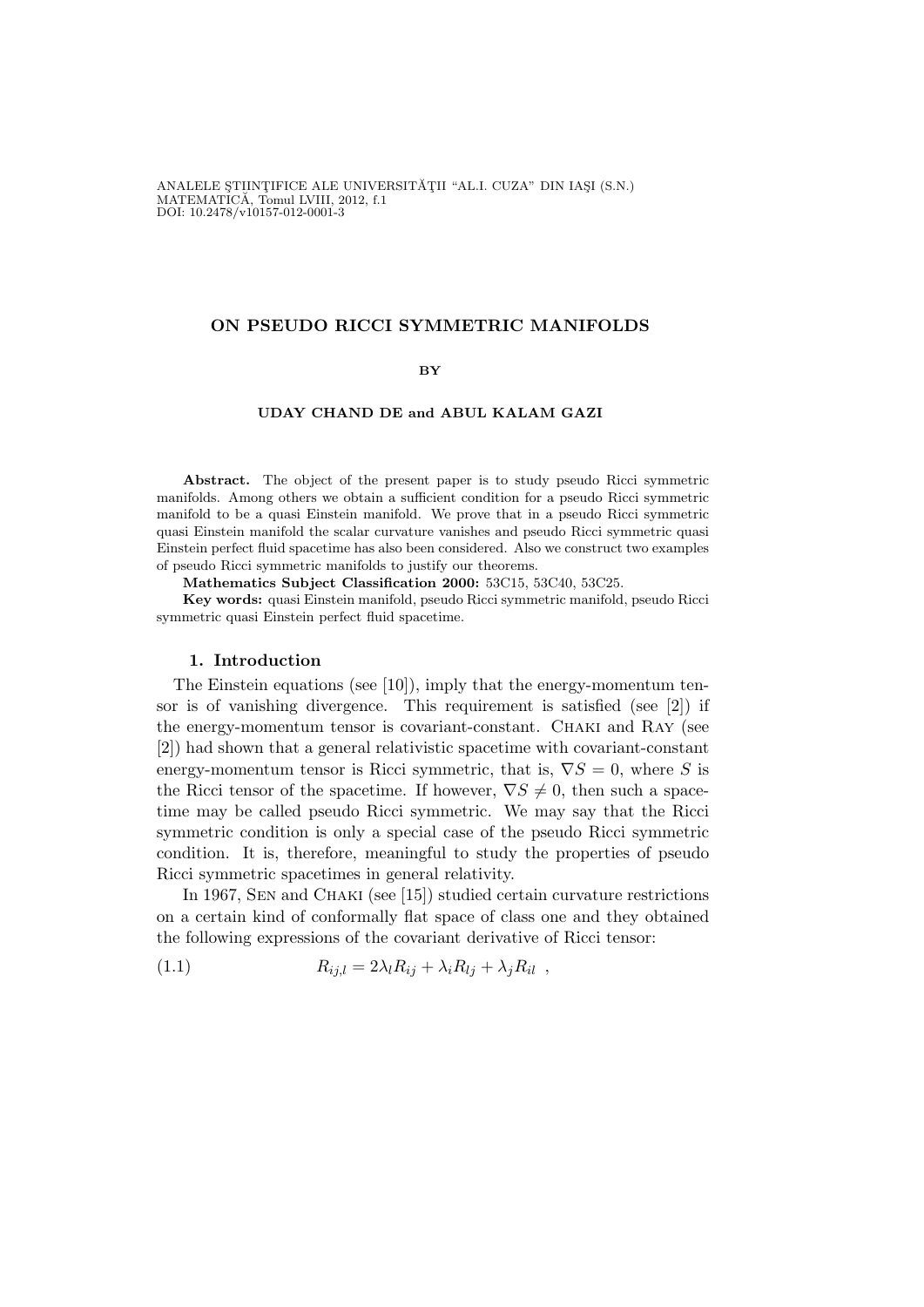ANALELE ŞTIINŢIFICE ALE UNIVERSITĂŢII "AL.I. CUZA" DIN IAŞI (S.N.)
MATEMATICĂ, Tomul LVIII, 2012, f.1
DOI: 10.2478/v10157-012-0001-3

# ON PSEUDO RICCI SYMMETRIC MANIFOLDS

BY

**UDAY CHAND DE and ABUL KALAM GAZI**

**Abstract.** The object of the present paper is to study pseudo Ricci symmetric manifolds. Among others we obtain a sufficient condition for a pseudo Ricci symmetric manifold to be a quasi Einstein manifold. We prove that in a pseudo Ricci symmetric quasi Einstein manifold the scalar curvature vanishes and pseudo Ricci symmetric quasi Einstein perfect fluid spacetime has also been considered. Also we construct two examples of pseudo Ricci symmetric manifolds to justify our theorems.

**Mathematics Subject Classification 2000:** 53C15, 53C40, 53C25.

**Key words:** quasi Einstein manifold, pseudo Ricci symmetric manifold, pseudo Ricci symmetric quasi Einstein perfect fluid spacetime.

## 1. Introduction

The Einstein equations (see [10]), imply that the energy-momentum tensor is of vanishing divergence. This requirement is satisfied (see [2]) if the energy-momentum tensor is covariant-constant. Chaki and Ray (see [2]) had shown that a general relativistic spacetime with covariant-constant energy-momentum tensor is Ricci symmetric, that is, $\nabla S = 0$, where $S$ is the Ricci tensor of the spacetime. If however, $\nabla S \neq 0$, then such a spacetime may be called pseudo Ricci symmetric. We may say that the Ricci symmetric condition is only a special case of the pseudo Ricci symmetric condition. It is, therefore, meaningful to study the properties of pseudo Ricci symmetric spacetimes in general relativity.

In 1967, Sen and Chaki (see [15]) studied certain curvature restrictions on a certain kind of conformally flat space of class one and they obtained the following expressions of the covariant derivative of Ricci tensor:

$$R_{ij,l} = 2\lambda_l R_{ij} + \lambda_i R_{lj} + \lambda_j R_{il} \;, \tag{1.1}$$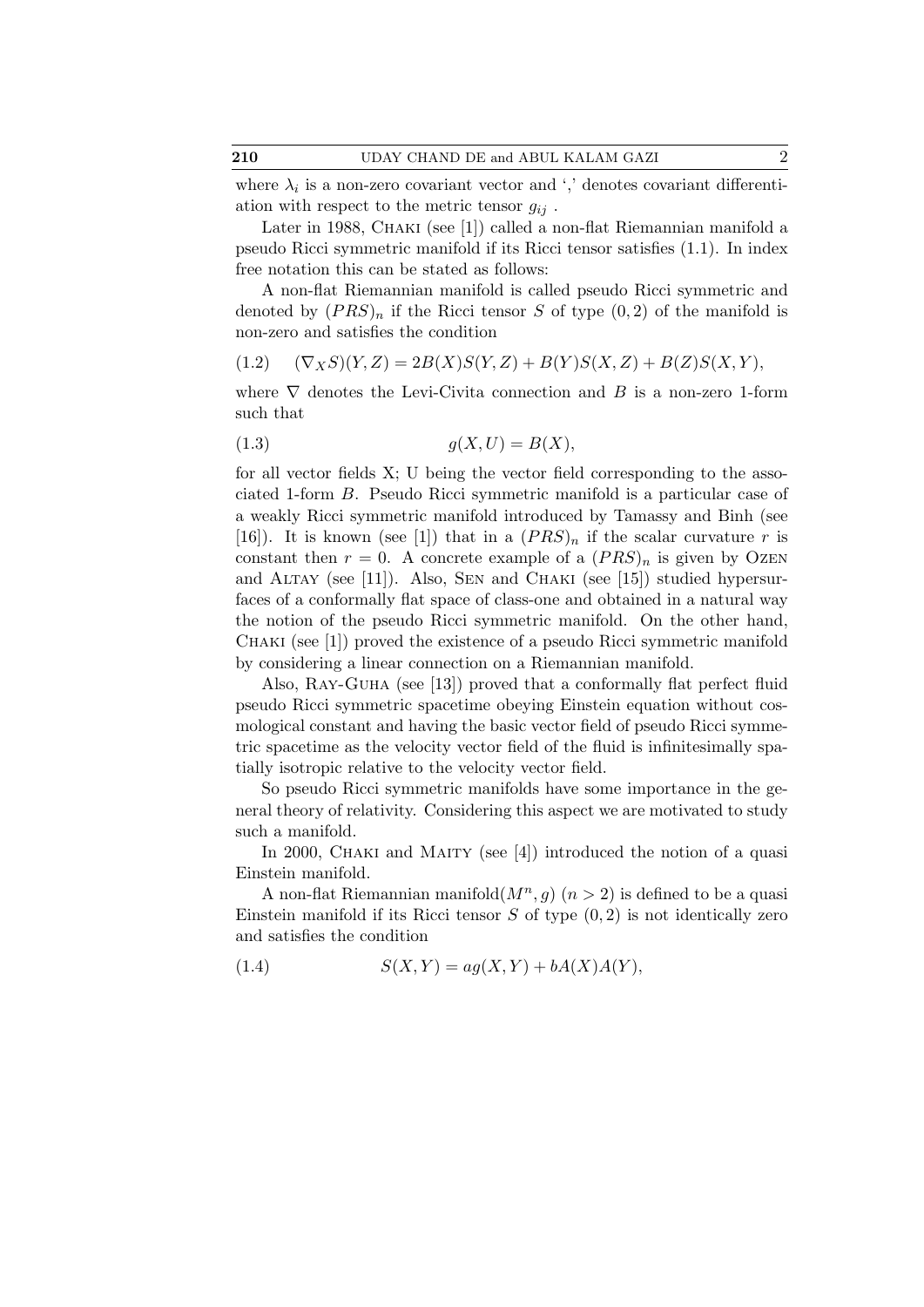where $\lambda_i$ is a non-zero covariant vector and ',' denotes covariant differentiation with respect to the metric tensor $g_{ij}$ .

Later in 1988, Chaki (see [1]) called a non-flat Riemannian manifold a pseudo Ricci symmetric manifold if its Ricci tensor satisfies (1.1). In index free notation this can be stated as follows:

A non-flat Riemannian manifold is called pseudo Ricci symmetric and denoted by $(PRS)_n$ if the Ricci tensor $S$ of type $(0,2)$ of the manifold is non-zero and satisfies the condition

$$(\nabla_X S)(Y,Z) = 2B(X)S(Y,Z) + B(Y)S(X,Z) + B(Z)S(X,Y), \tag{1.2}$$

where $\nabla$ denotes the Levi-Civita connection and $B$ is a non-zero 1-form such that

$$g(X,U) = B(X), \tag{1.3}$$

for all vector fields X; U being the vector field corresponding to the associated 1-form $B$. Pseudo Ricci symmetric manifold is a particular case of a weakly Ricci symmetric manifold introduced by Tamassy and Binh (see [16]). It is known (see [1]) that in a $(PRS)_n$ if the scalar curvature $r$ is constant then $r = 0$. A concrete example of a $(PRS)_n$ is given by Ozen and Altay (see [11]). Also, Sen and Chaki (see [15]) studied hypersurfaces of a conformally flat space of class-one and obtained in a natural way the notion of the pseudo Ricci symmetric manifold. On the other hand, Chaki (see [1]) proved the existence of a pseudo Ricci symmetric manifold by considering a linear connection on a Riemannian manifold.

Also, Ray-Guha (see [13]) proved that a conformally flat perfect fluid pseudo Ricci symmetric spacetime obeying Einstein equation without cosmological constant and having the basic vector field of pseudo Ricci symmetric spacetime as the velocity vector field of the fluid is infinitesimally spatially isotropic relative to the velocity vector field.

So pseudo Ricci symmetric manifolds have some importance in the general theory of relativity. Considering this aspect we are motivated to study such a manifold.

In 2000, Chaki and Maity (see [4]) introduced the notion of a quasi Einstein manifold.

A non-flat Riemannian manifold$(M^n, g)$ $(n > 2)$ is defined to be a quasi Einstein manifold if its Ricci tensor $S$ of type $(0,2)$ is not identically zero and satisfies the condition

$$S(X,Y) = ag(X,Y) + bA(X)A(Y), \tag{1.4}$$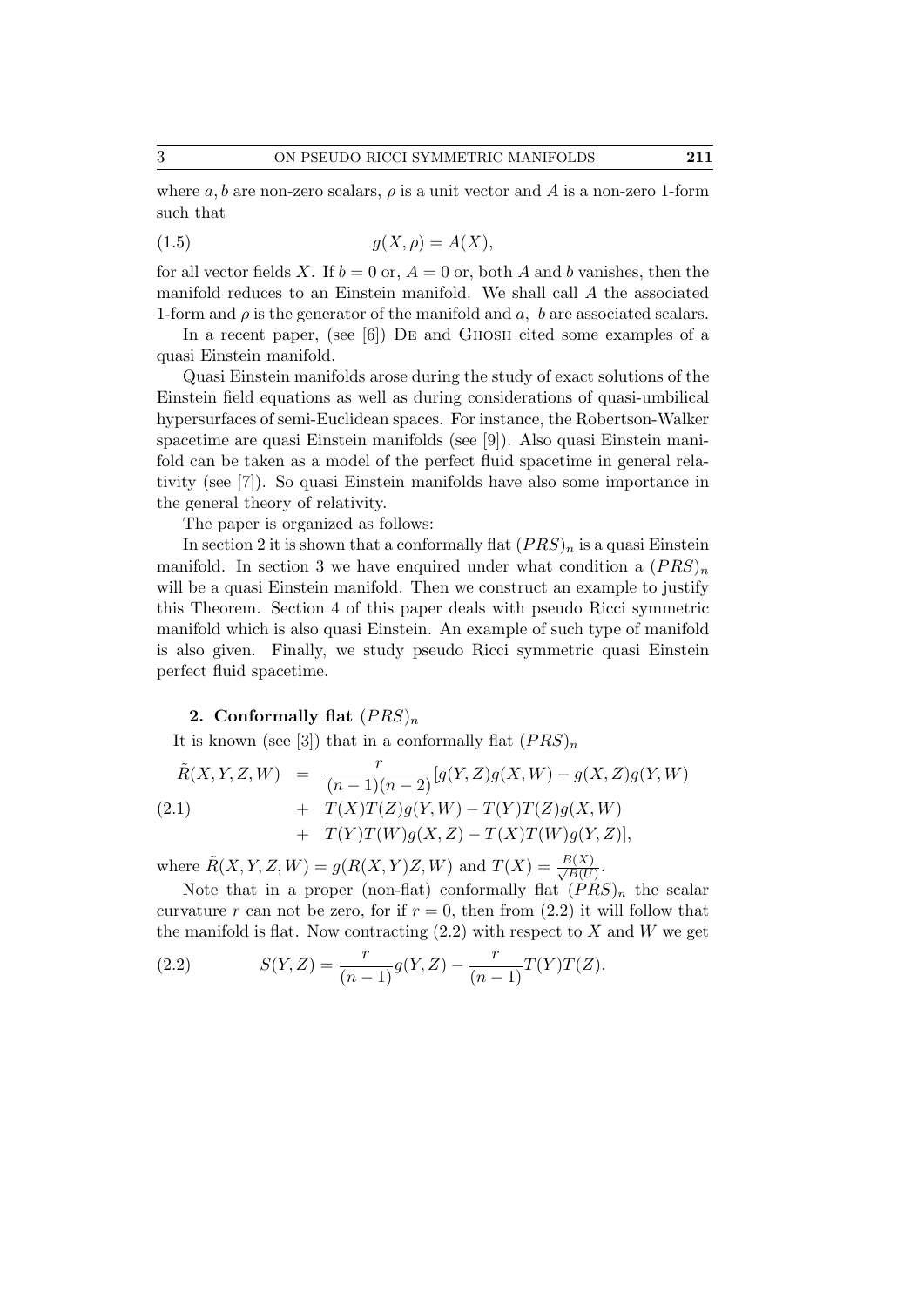where $a, b$ are non-zero scalars, $\rho$ is a unit vector and $A$ is a non-zero 1-form such that

$$g(X, \rho) = A(X), \tag{1.5}$$

for all vector fields $X$. If $b = 0$ or, $A = 0$ or, both $A$ and $b$ vanishes, then the manifold reduces to an Einstein manifold. We shall call $A$ the associated 1-form and $\rho$ is the generator of the manifold and $a$, $b$ are associated scalars.

In a recent paper, (see [6]) De and Ghosh cited some examples of a quasi Einstein manifold.

Quasi Einstein manifolds arose during the study of exact solutions of the Einstein field equations as well as during considerations of quasi-umbilical hypersurfaces of semi-Euclidean spaces. For instance, the Robertson-Walker spacetime are quasi Einstein manifolds (see [9]). Also quasi Einstein manifold can be taken as a model of the perfect fluid spacetime in general relativity (see [7]). So quasi Einstein manifolds have also some importance in the general theory of relativity.

The paper is organized as follows:

In section 2 it is shown that a conformally flat $(PRS)_n$ is a quasi Einstein manifold. In section 3 we have enquired under what condition a $(PRS)_n$ will be a quasi Einstein manifold. Then we construct an example to justify this Theorem. Section 4 of this paper deals with pseudo Ricci symmetric manifold which is also quasi Einstein. An example of such type of manifold is also given. Finally, we study pseudo Ricci symmetric quasi Einstein perfect fluid spacetime.

## 2. Conformally flat $(PRS)_n$

It is known (see [3]) that in a conformally flat $(PRS)_n$

$$\begin{aligned} \tilde{R}(X, Y, Z, W) &= \frac{r}{(n-1)(n-2)}[g(Y, Z)g(X, W) - g(X, Z)g(Y, W) \\ &+ T(X)T(Z)g(Y, W) - T(Y)T(Z)g(X, W) \\ &+ T(Y)T(W)g(X, Z) - T(X)T(W)g(Y, Z)], \end{aligned} \tag{2.1}$$

where $\tilde{R}(X, Y, Z, W) = g(R(X, Y)Z, W)$ and $T(X) = \frac{B(X)}{\sqrt{B(U)}}$.

Note that in a proper (non-flat) conformally flat $(PRS)_n$ the scalar curvature $r$ can not be zero, for if $r = 0$, then from (2.2) it will follow that the manifold is flat. Now contracting (2.2) with respect to $X$ and $W$ we get

$$S(Y, Z) = \frac{r}{(n-1)}g(Y, Z) - \frac{r}{(n-1)}T(Y)T(Z). \tag{2.2}$$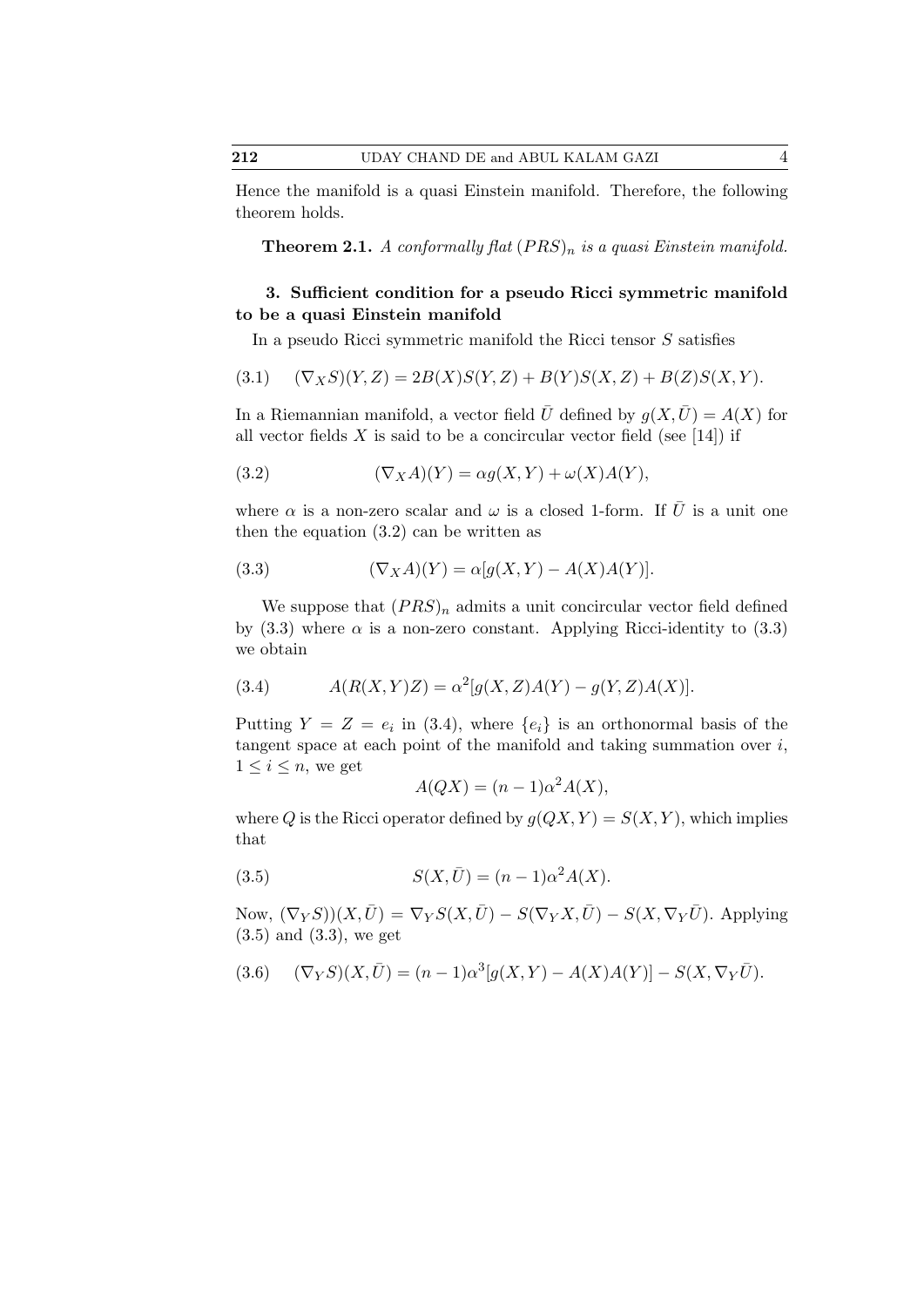Hence the manifold is a quasi Einstein manifold. Therefore, the following theorem holds.

**Theorem 2.1.** *A conformally flat $(PRS)_n$ is a quasi Einstein manifold.*

## 3. Sufficient condition for a pseudo Ricci symmetric manifold to be a quasi Einstein manifold

In a pseudo Ricci symmetric manifold the Ricci tensor $S$ satisfies

$$(\nabla_X S)(Y,Z) = 2B(X)S(Y,Z) + B(Y)S(X,Z) + B(Z)S(X,Y). \tag{3.1}$$

In a Riemannian manifold, a vector field $\bar{U}$ defined by $g(X,\bar{U}) = A(X)$ for all vector fields $X$ is said to be a concircular vector field (see [14]) if

$$(\nabla_X A)(Y) = \alpha g(X,Y) + \omega(X)A(Y), \tag{3.2}$$

where $\alpha$ is a non-zero scalar and $\omega$ is a closed 1-form. If $\bar{U}$ is a unit one then the equation (3.2) can be written as

$$(\nabla_X A)(Y) = \alpha[g(X,Y) - A(X)A(Y)]. \tag{3.3}$$

We suppose that $(PRS)_n$ admits a unit concircular vector field defined by (3.3) where $\alpha$ is a non-zero constant. Applying Ricci-identity to (3.3) we obtain

$$A(R(X,Y)Z) = \alpha^2[g(X,Z)A(Y) - g(Y,Z)A(X)]. \tag{3.4}$$

Putting $Y = Z = e_i$ in (3.4), where $\{e_i\}$ is an orthonormal basis of the tangent space at each point of the manifold and taking summation over $i$, $1 \le i \le n$, we get

$$A(QX) = (n-1)\alpha^2 A(X),$$

where $Q$ is the Ricci operator defined by $g(QX,Y) = S(X,Y)$, which implies that

$$S(X,\bar{U}) = (n-1)\alpha^2 A(X). \tag{3.5}$$

Now, $(\nabla_Y S))(X,\bar{U}) = \nabla_Y S(X,\bar{U}) - S(\nabla_Y X,\bar{U}) - S(X,\nabla_Y \bar{U})$. Applying (3.5) and (3.3), we get

$$(\nabla_Y S)(X,\bar{U}) = (n-1)\alpha^3[g(X,Y) - A(X)A(Y)] - S(X,\nabla_Y \bar{U}). \tag{3.6}$$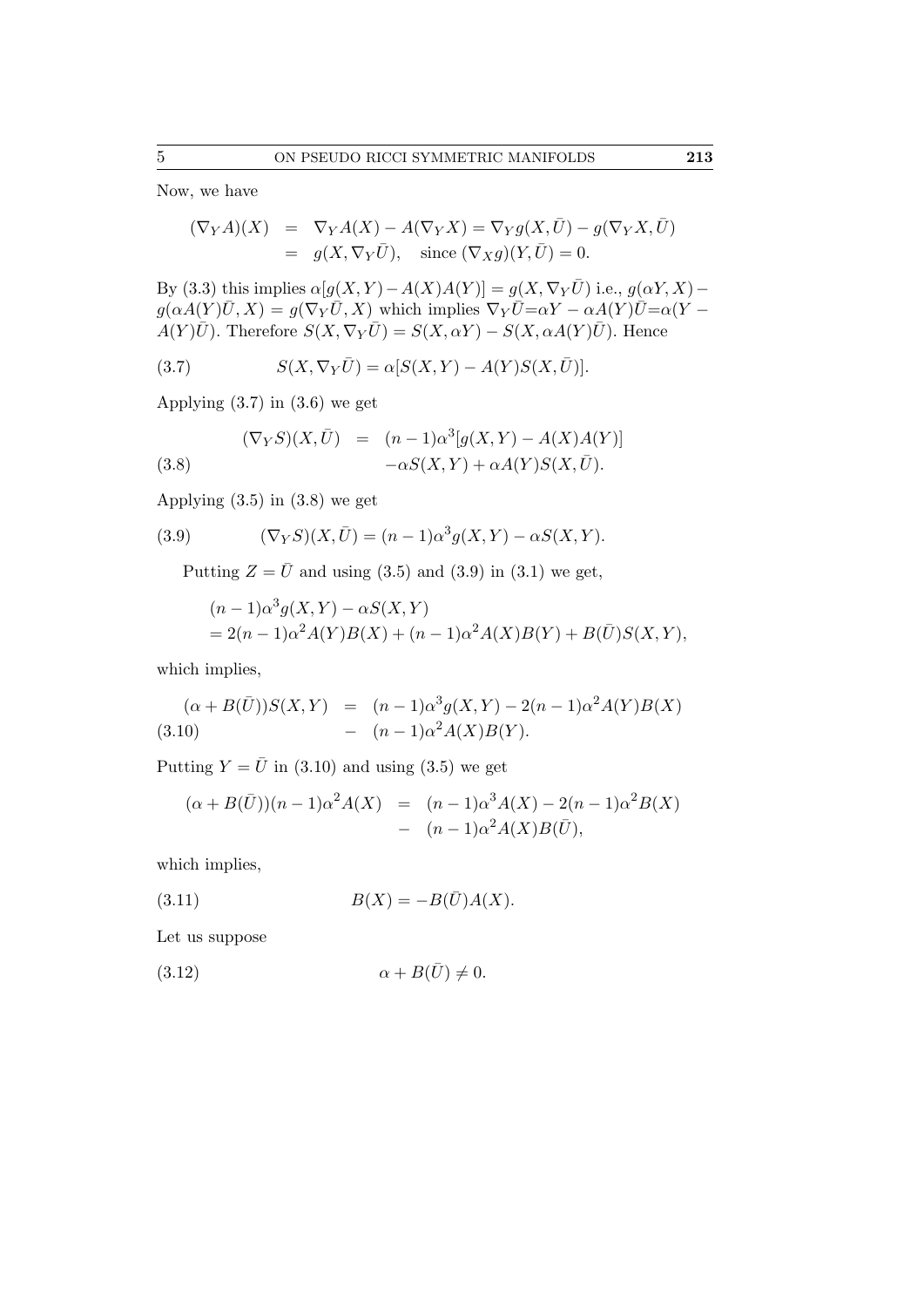Now, we have

$$
\begin{aligned}
(\nabla_Y A)(X) &= \nabla_Y A(X) - A(\nabla_Y X) = \nabla_Y g(X, \bar{U}) - g(\nabla_Y X, \bar{U}) \\
&= g(X, \nabla_Y \bar{U}), \quad \text{since } (\nabla_X g)(Y, \bar{U}) = 0.
\end{aligned}
$$

By (3.3) this implies $\alpha[g(X,Y) - A(X)A(Y)] = g(X, \nabla_Y \bar{U})$ i.e., $g(\alpha Y, X) - g(\alpha A(Y)\bar{U}, X) = g(\nabla_Y \bar{U}, X)$ which implies $\nabla_Y \bar{U} = \alpha Y - \alpha A(Y)\bar{U} = \alpha(Y - A(Y)\bar{U})$. Therefore $S(X, \nabla_Y \bar{U}) = S(X, \alpha Y) - S(X, \alpha A(Y)\bar{U})$. Hence

$$
S(X, \nabla_Y \bar{U}) = \alpha[S(X,Y) - A(Y)S(X, \bar{U})]. \tag{3.7}
$$

Applying (3.7) in (3.6) we get

$$
\begin{aligned}
(\nabla_Y S)(X, \bar{U}) &= (n-1)\alpha^3[g(X,Y) - A(X)A(Y)] \\
&\quad -\alpha S(X,Y) + \alpha A(Y) S(X, \bar{U}).
\end{aligned} \tag{3.8}
$$

Applying (3.5) in (3.8) we get

$$
(\nabla_Y S)(X, \bar{U}) = (n-1)\alpha^3 g(X,Y) - \alpha S(X,Y). \tag{3.9}
$$

Putting $Z = \bar{U}$ and using (3.5) and (3.9) in (3.1) we get,

$$
\begin{aligned}
&(n-1)\alpha^3 g(X,Y) - \alpha S(X,Y) \\
&= 2(n-1)\alpha^2 A(Y)B(X) + (n-1)\alpha^2 A(X)B(Y) + B(\bar{U})S(X,Y),
\end{aligned}
$$

which implies,

$$
\begin{aligned}
(\alpha + B(\bar{U}))S(X,Y) &= (n-1)\alpha^3 g(X,Y) - 2(n-1)\alpha^2 A(Y)B(X) \\
&\quad - (n-1)\alpha^2 A(X)B(Y).
\end{aligned} \tag{3.10}
$$

Putting $Y = \bar{U}$ in (3.10) and using (3.5) we get

$$
\begin{aligned}
(\alpha + B(\bar{U}))(n-1)\alpha^2 A(X) &= (n-1)\alpha^3 A(X) - 2(n-1)\alpha^2 B(X) \\
&\quad - (n-1)\alpha^2 A(X)B(\bar{U}),
\end{aligned}
$$

which implies,

$$
B(X) = -B(\bar{U})A(X). \tag{3.11}
$$

Let us suppose

$$
\alpha + B(\bar{U}) \neq 0. \tag{3.12}
$$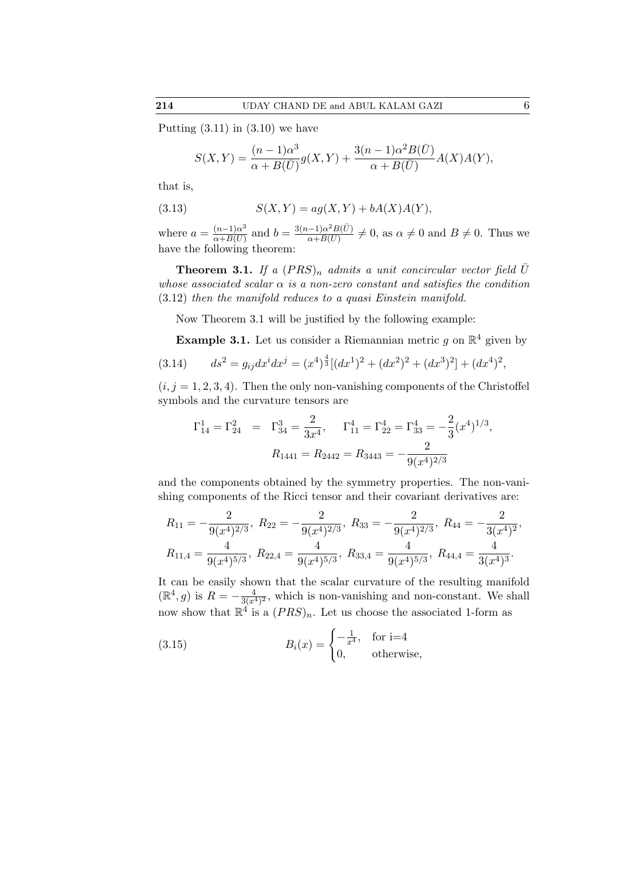Putting (3.11) in (3.10) we have

$$S(X,Y) = \frac{(n-1)\alpha^3}{\alpha + B(\bar{U})} g(X,Y) + \frac{3(n-1)\alpha^2 B(\bar{U})}{\alpha + B(\bar{U})} A(X)A(Y),$$

that is,

$$S(X,Y) = ag(X,Y) + bA(X)A(Y), \tag{3.13}$$

where $a = \frac{(n-1)\alpha^3}{\alpha + B(\bar{U})}$ and $b = \frac{3(n-1)\alpha^2 B(\bar{U})}{\alpha + B(\bar{U})} \neq 0$, as $\alpha \neq 0$ and $B \neq 0$. Thus we have the following theorem:

**Theorem 3.1.** *If a $(PRS)_n$ admits a unit concircular vector field $\bar{U}$ whose associated scalar $\alpha$ is a non-zero constant and satisfies the condition* (3.12) *then the manifold reduces to a quasi Einstein manifold.*

Now Theorem 3.1 will be justified by the following example:

**Example 3.1.** Let us consider a Riemannian metric $g$ on $\mathbb{R}^4$ given by

$$ds^2 = g_{ij}dx^i dx^j = (x^4)^{\frac{4}{3}}[(dx^1)^2 + (dx^2)^2 + (dx^3)^2] + (dx^4)^2, \tag{3.14}$$

$(i, j = 1, 2, 3, 4)$. Then the only non-vanishing components of the Christoffel symbols and the curvature tensors are

$$\Gamma^1_{14} = \Gamma^2_{24} = \Gamma^3_{34} = \frac{2}{3x^4}, \quad \Gamma^4_{11} = \Gamma^4_{22} = \Gamma^4_{33} = -\frac{2}{3}(x^4)^{1/3},$$
$$R_{1441} = R_{2442} = R_{3443} = -\frac{2}{9(x^4)^{2/3}}$$

and the components obtained by the symmetry properties. The non-vanishing components of the Ricci tensor and their covariant derivatives are:

$$R_{11} = -\frac{2}{9(x^4)^{2/3}},\ R_{22} = -\frac{2}{9(x^4)^{2/3}},\ R_{33} = -\frac{2}{9(x^4)^{2/3}},\ R_{44} = -\frac{2}{3(x^4)^2},$$
$$R_{11,4} = \frac{4}{9(x^4)^{5/3}},\ R_{22,4} = \frac{4}{9(x^4)^{5/3}},\ R_{33,4} = \frac{4}{9(x^4)^{5/3}},\ R_{44,4} = \frac{4}{3(x^4)^3}.$$

It can be easily shown that the scalar curvature of the resulting manifold $(\mathbb{R}^4, g)$ is $R = -\frac{4}{3(x^4)^2}$, which is non-vanishing and non-constant. We shall now show that $\mathbb{R}^4$ is a $(PRS)_n$. Let us choose the associated 1-form as

$$B_i(x) = \begin{cases} -\frac{1}{x^4}, & \text{for i=4} \\ 0, & \text{otherwise,} \end{cases} \tag{3.15}$$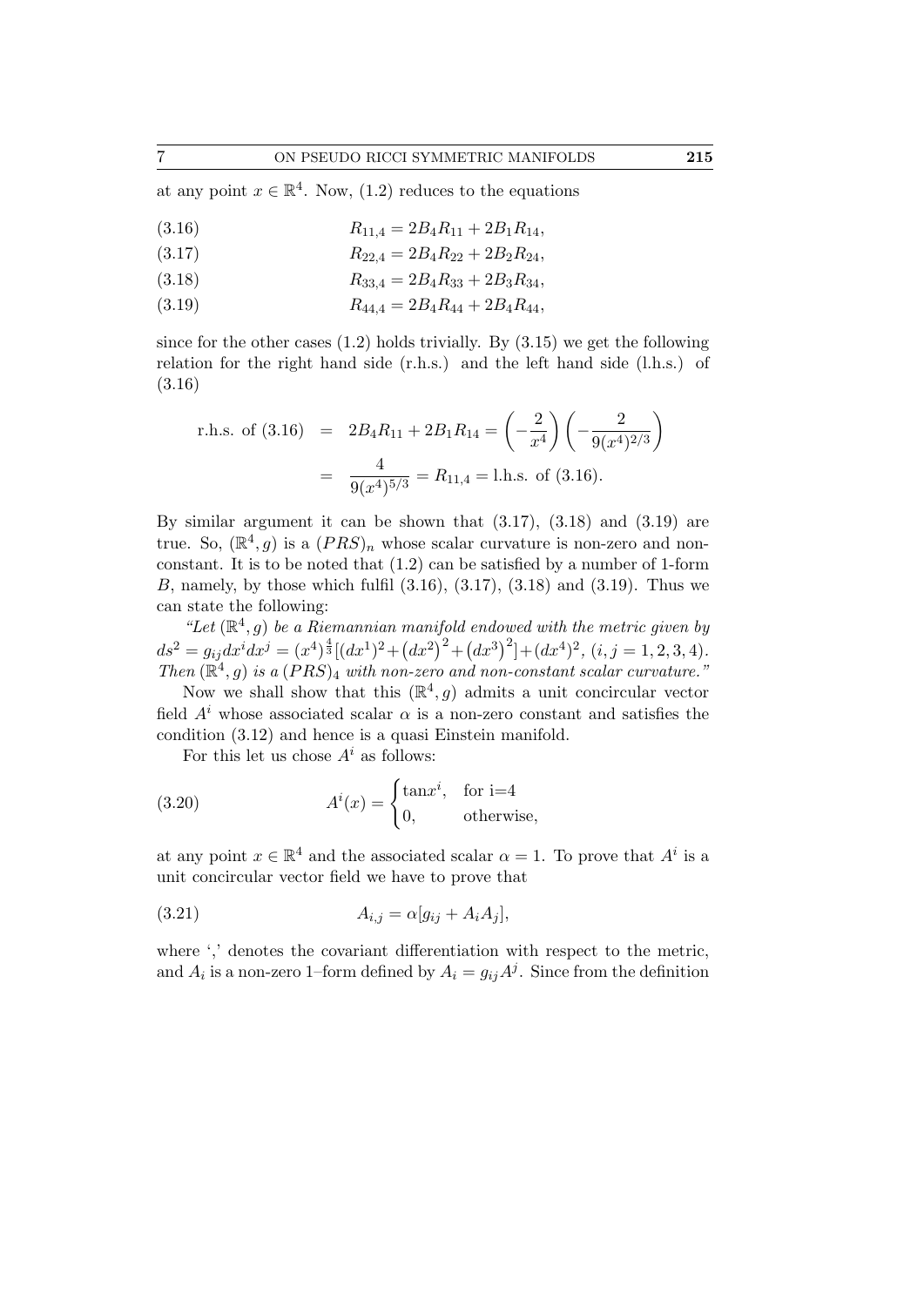at any point $x \in \mathbb{R}^4$. Now, (1.2) reduces to the equations

$$R_{11,4} = 2B_4 R_{11} + 2B_1 R_{14}, \tag{3.16}$$

$$R_{22,4} = 2B_4 R_{22} + 2B_2 R_{24}, \tag{3.17}$$

$$R_{33,4} = 2B_4 R_{33} + 2B_3 R_{34}, \tag{3.18}$$

$$R_{44,4} = 2B_4 R_{44} + 2B_4 R_{44}, \tag{3.19}$$

since for the other cases (1.2) holds trivially. By (3.15) we get the following relation for the right hand side (r.h.s.) and the left hand side (l.h.s.) of (3.16)

$$\begin{aligned}
\text{r.h.s. of (3.16)} &= 2B_4 R_{11} + 2B_1 R_{14} = \left(-\frac{2}{x^4}\right)\left(-\frac{2}{9(x^4)^{2/3}}\right) \\
&= \frac{4}{9(x^4)^{5/3}} = R_{11,4} = \text{l.h.s. of (3.16)}.
\end{aligned}$$

By similar argument it can be shown that (3.17), (3.18) and (3.19) are true. So, $(\mathbb{R}^4, g)$ is a $(PRS)_n$ whose scalar curvature is non-zero and non-constant. It is to be noted that (1.2) can be satisfied by a number of 1-form $B$, namely, by those which fulfil (3.16), (3.17), (3.18) and (3.19). Thus we can state the following:

*"Let $(\mathbb{R}^4, g)$ be a Riemannian manifold endowed with the metric given by $ds^2 = g_{ij}dx^i dx^j = (x^4)^{\frac{4}{3}}[(dx^1)^2 + (dx^2)^2 + (dx^3)^2] + (dx^4)^2$, $(i, j = 1, 2, 3, 4)$. Then $(\mathbb{R}^4, g)$ is a $(PRS)_4$ with non-zero and non-constant scalar curvature."*

Now we shall show that this $(\mathbb{R}^4, g)$ admits a unit concircular vector field $A^i$ whose associated scalar $\alpha$ is a non-zero constant and satisfies the condition (3.12) and hence is a quasi Einstein manifold.

For this let us chose $A^i$ as follows:

$$A^i(x) = \begin{cases} \tan x^i, & \text{for i=4} \\ 0, & \text{otherwise,} \end{cases} \tag{3.20}$$

at any point $x \in \mathbb{R}^4$ and the associated scalar $\alpha = 1$. To prove that $A^i$ is a unit concircular vector field we have to prove that

$$A_{i,j} = \alpha[g_{ij} + A_i A_j], \tag{3.21}$$

where ',' denotes the covariant differentiation with respect to the metric, and $A_i$ is a non-zero 1–form defined by $A_i = g_{ij}A^j$. Since from the definition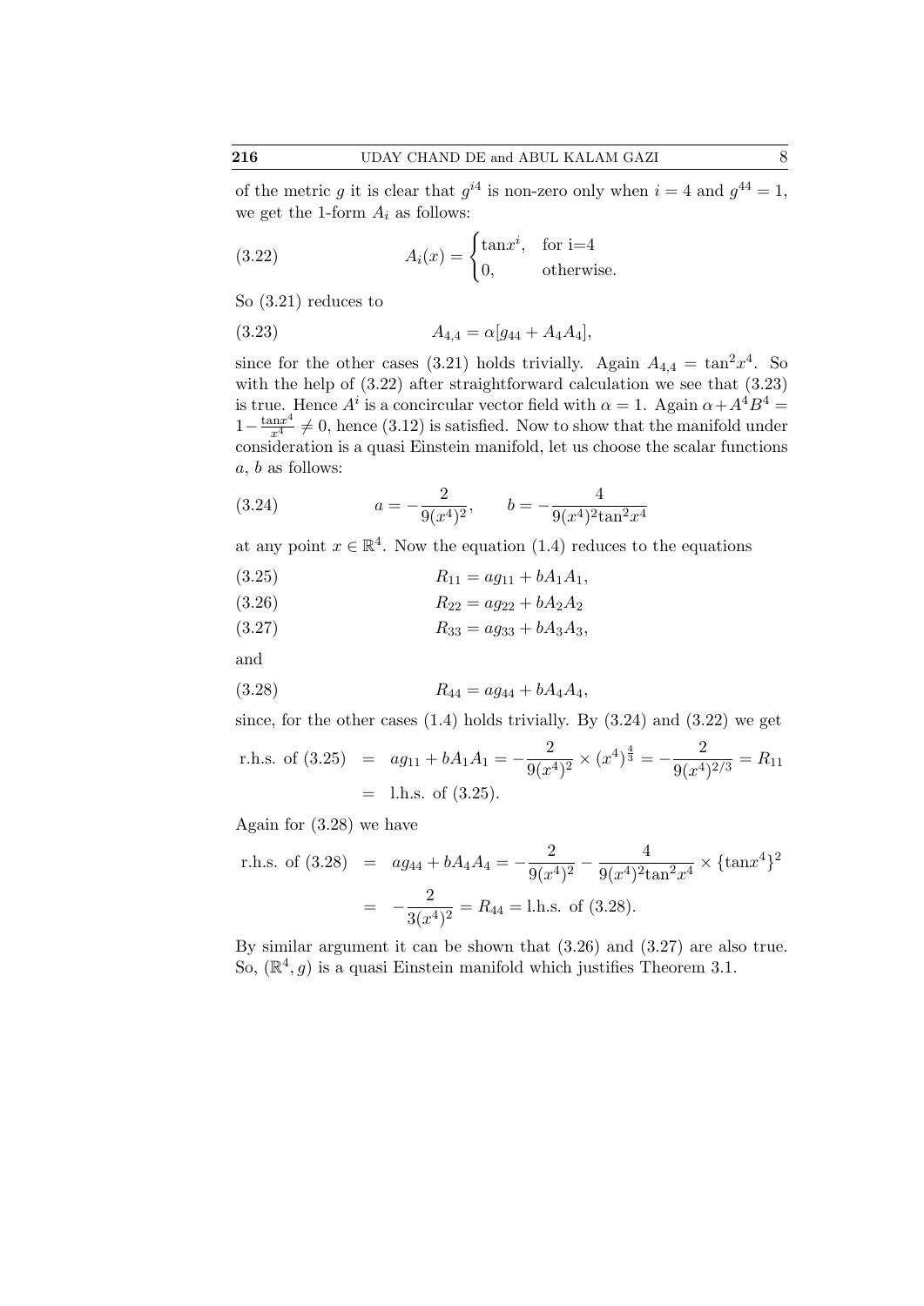of the metric $g$ it is clear that $g^{i4}$ is non-zero only when $i = 4$ and $g^{44} = 1$, we get the 1-form $A_i$ as follows:

$$A_i(x) = \begin{cases} \tan x^i, & \text{for i=4} \\ 0, & \text{otherwise.} \end{cases} \tag{3.22}$$

So (3.21) reduces to

$$A_{4,4} = \alpha[g_{44} + A_4 A_4], \tag{3.23}$$

since for the other cases (3.21) holds trivially. Again $A_{4,4} = \tan^2 x^4$. So with the help of (3.22) after straightforward calculation we see that (3.23) is true. Hence $A^i$ is a concircular vector field with $\alpha = 1$. Again $\alpha + A^4 B^4 = 1 - \frac{\tan x^4}{x^4} \neq 0$, hence (3.12) is satisfied. Now to show that the manifold under consideration is a quasi Einstein manifold, let us choose the scalar functions $a$, $b$ as follows:

$$a = -\frac{2}{9(x^4)^2}, \qquad b = -\frac{4}{9(x^4)^2 \tan^2 x^4} \tag{3.24}$$

at any point $x \in \mathbb{R}^4$. Now the equation (1.4) reduces to the equations

$$R_{11} = a g_{11} + b A_1 A_1, \tag{3.25}$$

$$R_{22} = a g_{22} + b A_2 A_2 \tag{3.26}$$

$$R_{33} = a g_{33} + b A_3 A_3, \tag{3.27}$$

and

$$R_{44} = a g_{44} + b A_4 A_4, \tag{3.28}$$

since, for the other cases (1.4) holds trivially. By (3.24) and (3.22) we get

$$\begin{aligned} \text{r.h.s. of (3.25)} &= a g_{11} + b A_1 A_1 = -\frac{2}{9(x^4)^2} \times (x^4)^{\frac{4}{3}} = -\frac{2}{9(x^4)^{2/3}} = R_{11} \\ &= \text{l.h.s. of (3.25)}. \end{aligned}$$

Again for (3.28) we have

$$\begin{aligned} \text{r.h.s. of (3.28)} &= a g_{44} + b A_4 A_4 = -\frac{2}{9(x^4)^2} - \frac{4}{9(x^4)^2 \tan^2 x^4} \times \{\tan x^4\}^2 \\ &= -\frac{2}{3(x^4)^2} = R_{44} = \text{l.h.s. of (3.28)}. \end{aligned}$$

By similar argument it can be shown that (3.26) and (3.27) are also true. So, $(\mathbb{R}^4, g)$ is a quasi Einstein manifold which justifies Theorem 3.1.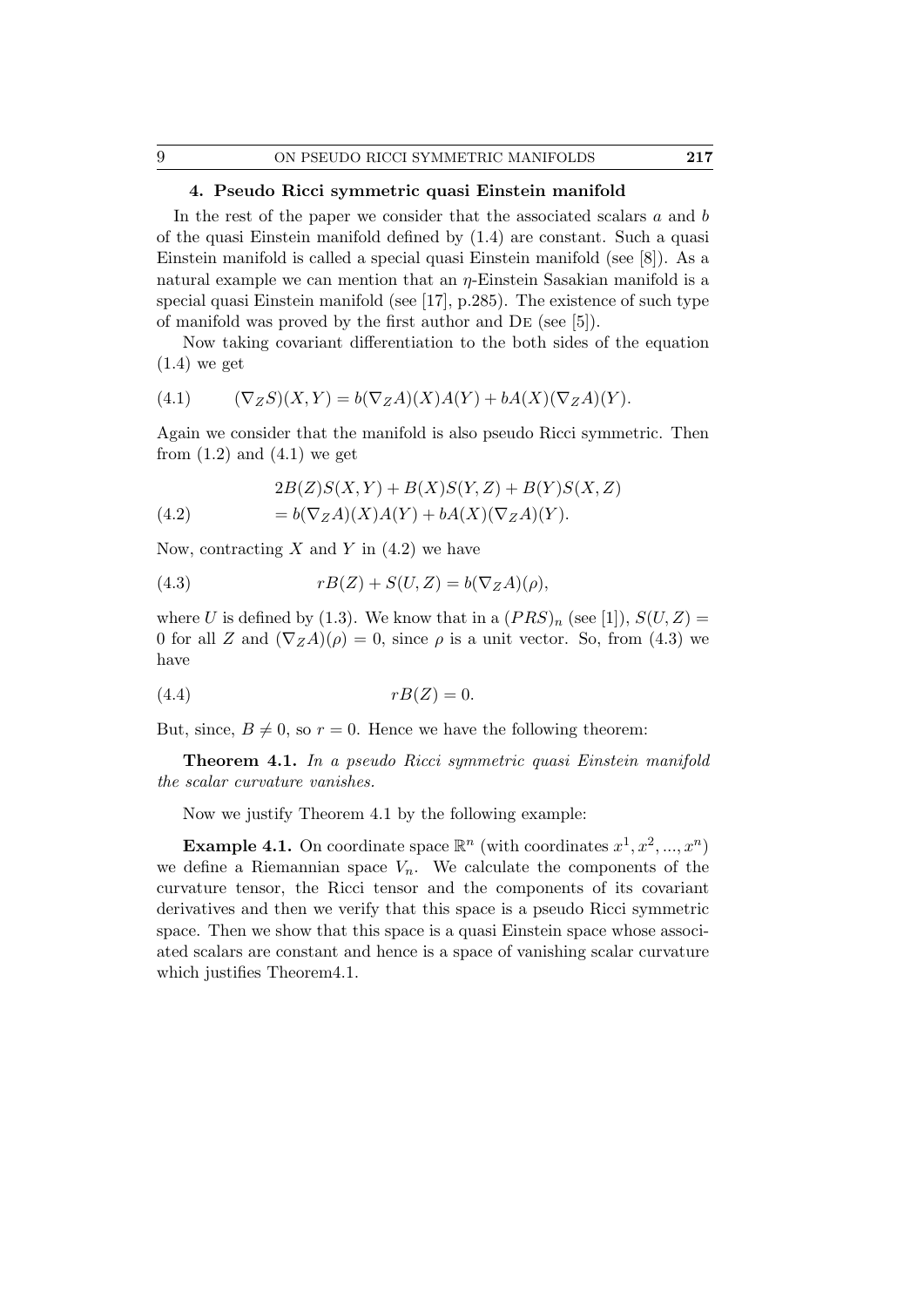## 4. Pseudo Ricci symmetric quasi Einstein manifold

In the rest of the paper we consider that the associated scalars $a$ and $b$ of the quasi Einstein manifold defined by (1.4) are constant. Such a quasi Einstein manifold is called a special quasi Einstein manifold (see [8]). As a natural example we can mention that an $\eta$-Einstein Sasakian manifold is a special quasi Einstein manifold (see [17], p.285). The existence of such type of manifold was proved by the first author and De (see [5]).

Now taking covariant differentiation to the both sides of the equation (1.4) we get

$$(\nabla_Z S)(X, Y) = b(\nabla_Z A)(X)A(Y) + bA(X)(\nabla_Z A)(Y). \tag{4.1}$$

Again we consider that the manifold is also pseudo Ricci symmetric. Then from (1.2) and (4.1) we get

$$\begin{aligned} &2B(Z)S(X, Y) + B(X)S(Y, Z) + B(Y)S(X, Z) \\ &= b(\nabla_Z A)(X)A(Y) + bA(X)(\nabla_Z A)(Y). \end{aligned} \tag{4.2}$$

Now, contracting $X$ and $Y$ in (4.2) we have

$$rB(Z) + S(U, Z) = b(\nabla_Z A)(\rho), \tag{4.3}$$

where $U$ is defined by (1.3). We know that in a $(PRS)_n$ (see [1]), $S(U, Z) = 0$ for all $Z$ and $(\nabla_Z A)(\rho) = 0$, since $\rho$ is a unit vector. So, from (4.3) we have

$$rB(Z) = 0. \tag{4.4}$$

But, since, $B \neq 0$, so $r = 0$. Hence we have the following theorem:

**Theorem 4.1.** *In a pseudo Ricci symmetric quasi Einstein manifold the scalar curvature vanishes.*

Now we justify Theorem 4.1 by the following example:

**Example 4.1.** On coordinate space $\mathbb{R}^n$ (with coordinates $x^1, x^2, ..., x^n$) we define a Riemannian space $V_n$. We calculate the components of the curvature tensor, the Ricci tensor and the components of its covariant derivatives and then we verify that this space is a pseudo Ricci symmetric space. Then we show that this space is a quasi Einstein space whose associated scalars are constant and hence is a space of vanishing scalar curvature which justifies Theorem4.1.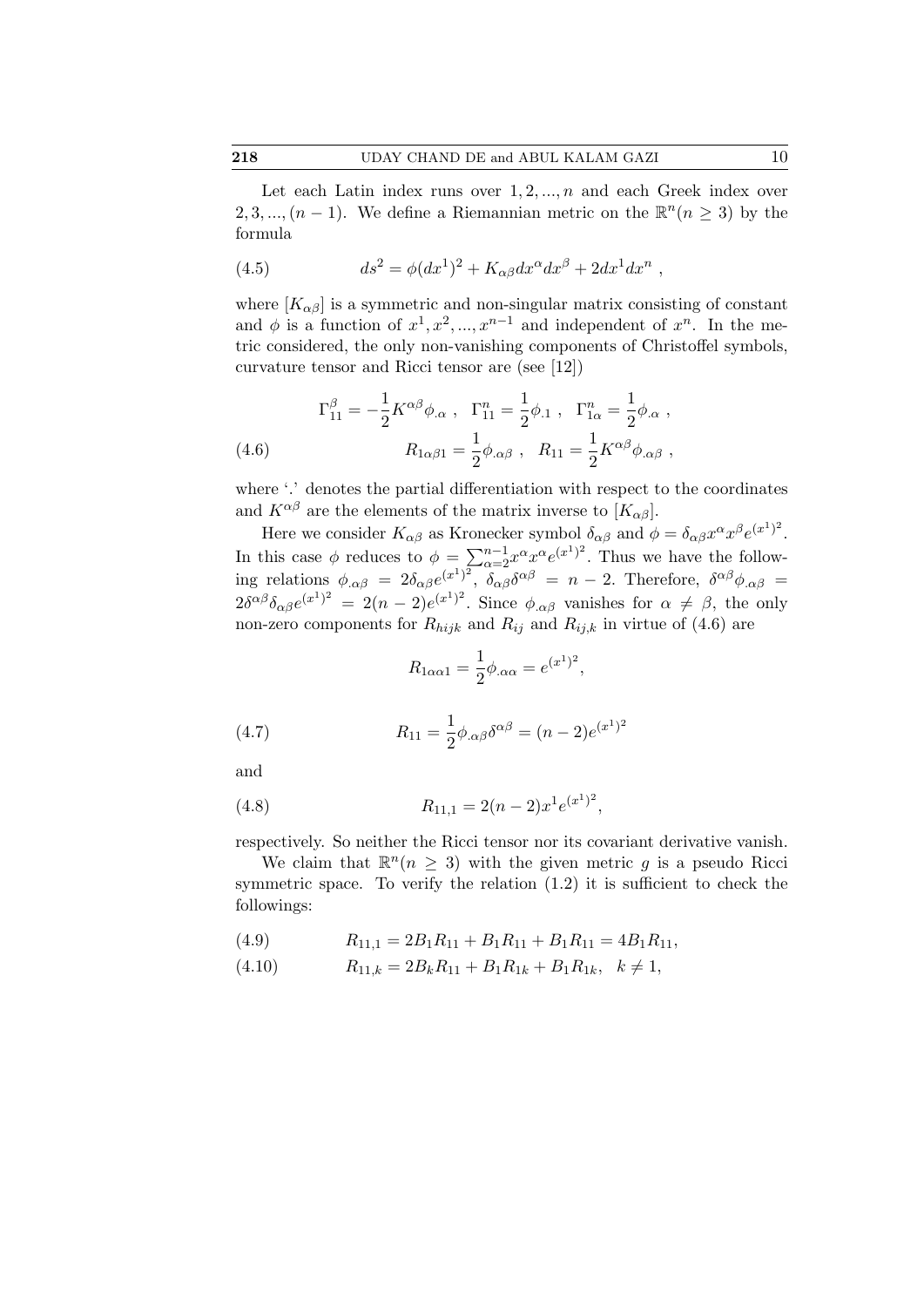Let each Latin index runs over $1, 2, ..., n$ and each Greek index over $2, 3, ..., (n-1)$. We define a Riemannian metric on the $\mathbb{R}^n (n \geq 3)$ by the formula

$$ds^2 = \phi (dx^1)^2 + K_{\alpha\beta} dx^\alpha dx^\beta + 2dx^1 dx^n \ , \tag{4.5}$$

where $[K_{\alpha\beta}]$ is a symmetric and non-singular matrix consisting of constant and $\phi$ is a function of $x^1, x^2, ..., x^{n-1}$ and independent of $x^n$. In the metric considered, the only non-vanishing components of Christoffel symbols, curvature tensor and Ricci tensor are (see [12])

$$\begin{gathered} \Gamma^\beta_{11} = -\frac{1}{2} K^{\alpha\beta} \phi_{.\alpha} \ , \quad \Gamma^n_{11} = \frac{1}{2}\phi_{.1} \ , \quad \Gamma^n_{1\alpha} = \frac{1}{2}\phi_{.\alpha} \ , \\ R_{1\alpha\beta 1} = \frac{1}{2}\phi_{.\alpha\beta} \ , \quad R_{11} = \frac{1}{2} K^{\alpha\beta} \phi_{.\alpha\beta} \ , \end{gathered} \tag{4.6}$$

where '.' denotes the partial differentiation with respect to the coordinates and $K^{\alpha\beta}$ are the elements of the matrix inverse to $[K_{\alpha\beta}]$.

Here we consider $K_{\alpha\beta}$ as Kronecker symbol $\delta_{\alpha\beta}$ and $\phi = \delta_{\alpha\beta} x^\alpha x^\beta e^{(x^1)^2}$. In this case $\phi$ reduces to $\phi = \sum_{\alpha=2}^{n-1} x^\alpha x^\alpha e^{(x^1)^2}$. Thus we have the following relations $\phi_{.\alpha\beta} = 2\delta_{\alpha\beta} e^{(x^1)^2}$, $\delta_{\alpha\beta}\delta^{\alpha\beta} = n-2$. Therefore, $\delta^{\alpha\beta}\phi_{.\alpha\beta} = 2\delta^{\alpha\beta}\delta_{\alpha\beta} e^{(x^1)^2} = 2(n-2)e^{(x^1)^2}$. Since $\phi_{.\alpha\beta}$ vanishes for $\alpha \neq \beta$, the only non-zero components for $R_{hijk}$ and $R_{ij}$ and $R_{ij,k}$ in virtue of (4.6) are

$$R_{1\alpha\alpha 1} = \frac{1}{2}\phi_{.\alpha\alpha} = e^{(x^1)^2},$$

$$R_{11} = \frac{1}{2}\phi_{.\alpha\beta}\delta^{\alpha\beta} = (n-2)e^{(x^1)^2} \tag{4.7}$$

and

$$R_{11,1} = 2(n-2)x^1 e^{(x^1)^2}, \tag{4.8}$$

respectively. So neither the Ricci tensor nor its covariant derivative vanish.

We claim that $\mathbb{R}^n (n \geq 3)$ with the given metric $g$ is a pseudo Ricci symmetric space. To verify the relation (1.2) it is sufficient to check the followings:

$$R_{11,1} = 2B_1 R_{11} + B_1 R_{11} + B_1 R_{11} = 4B_1 R_{11}, \tag{4.9}$$

$$R_{11,k} = 2B_k R_{11} + B_1 R_{1k} + B_1 R_{1k}, \quad k \neq 1, \tag{4.10}$$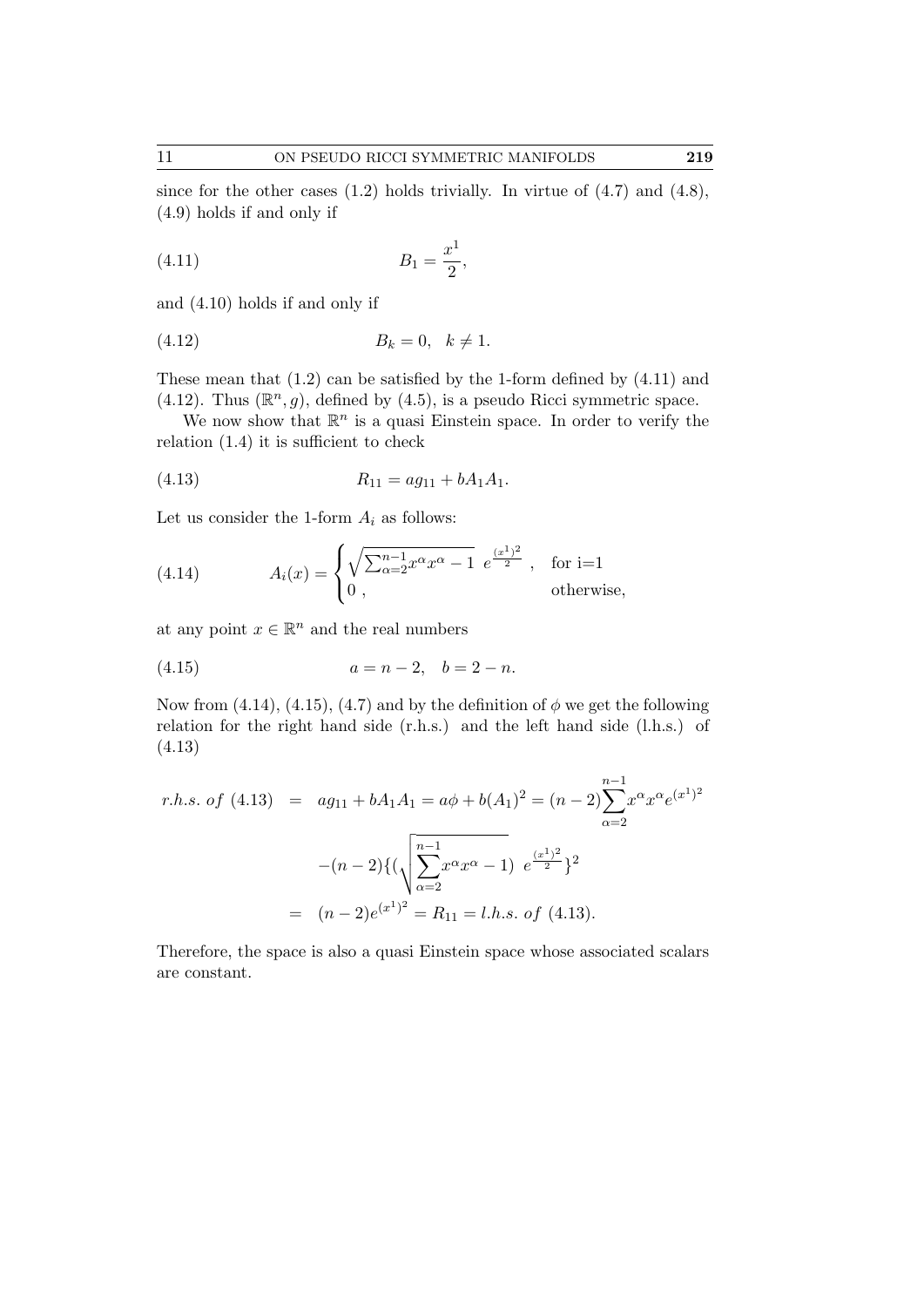since for the other cases (1.2) holds trivially. In virtue of (4.7) and (4.8), (4.9) holds if and only if

$$B_1 = \frac{x^1}{2}, \tag{4.11}$$

and (4.10) holds if and only if

$$B_k = 0, \quad k \neq 1. \tag{4.12}$$

These mean that (1.2) can be satisfied by the 1-form defined by (4.11) and (4.12). Thus $(\mathbb{R}^n, g)$, defined by (4.5), is a pseudo Ricci symmetric space.

We now show that $\mathbb{R}^n$ is a quasi Einstein space. In order to verify the relation (1.4) it is sufficient to check

$$R_{11} = ag_{11} + bA_1A_1. \tag{4.13}$$

Let us consider the 1-form $A_i$ as follows:

$$A_i(x) = \begin{cases} \sqrt{\sum_{\alpha=2}^{n-1} x^\alpha x^\alpha - 1}\ e^{\frac{(x^1)^2}{2}}\ , & \text{for i=1} \\ 0\ , & \text{otherwise,} \end{cases} \tag{4.14}$$

at any point $x \in \mathbb{R}^n$ and the real numbers

$$a = n-2, \quad b = 2-n. \tag{4.15}$$

Now from (4.14), (4.15), (4.7) and by the definition of $\phi$ we get the following relation for the right hand side (r.h.s.) and the left hand side (l.h.s.) of (4.13)

$$\begin{aligned} r.h.s.\ of\ (4.13) &= ag_{11} + bA_1A_1 = a\phi + b(A_1)^2 = (n-2)\sum_{\alpha=2}^{n-1} x^\alpha x^\alpha e^{(x^1)^2} \\ &\quad -(n-2)\{(\sqrt{\sum_{\alpha=2}^{n-1} x^\alpha x^\alpha - 1})\ e^{\frac{(x^1)^2}{2}}\}^2 \\ &= (n-2)e^{(x^1)^2} = R_{11} = l.h.s.\ of\ (4.13). \end{aligned}$$

Therefore, the space is also a quasi Einstein space whose associated scalars are constant.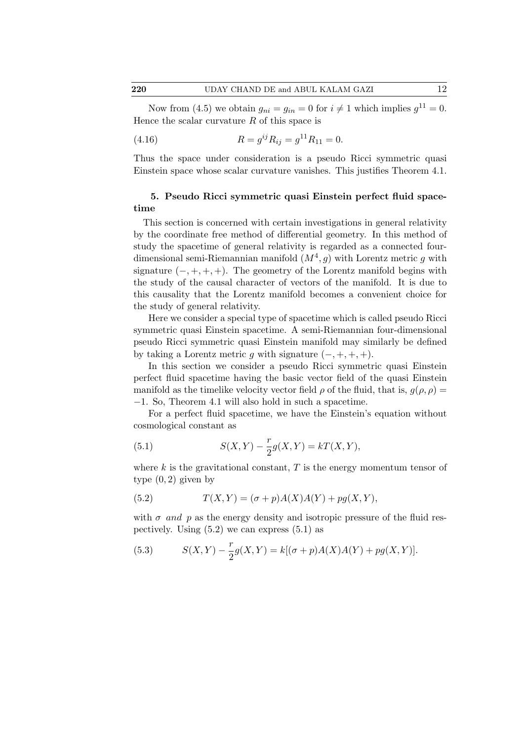Now from (4.5) we obtain $g_{ni} = g_{in} = 0$ for $i \neq 1$ which implies $g^{11} = 0$. Hence the scalar curvature $R$ of this space is

$$R = g^{ij} R_{ij} = g^{11} R_{11} = 0. \tag{4.16}$$

Thus the space under consideration is a pseudo Ricci symmetric quasi Einstein space whose scalar curvature vanishes. This justifies Theorem 4.1.

## 5. Pseudo Ricci symmetric quasi Einstein perfect fluid spacetime

This section is concerned with certain investigations in general relativity by the coordinate free method of differential geometry. In this method of study the spacetime of general relativity is regarded as a connected four-dimensional semi-Riemannian manifold $(M^4, g)$ with Lorentz metric $g$ with signature $(-, +, +, +)$. The geometry of the Lorentz manifold begins with the study of the causal character of vectors of the manifold. It is due to this causality that the Lorentz manifold becomes a convenient choice for the study of general relativity.

Here we consider a special type of spacetime which is called pseudo Ricci symmetric quasi Einstein spacetime. A semi-Riemannian four-dimensional pseudo Ricci symmetric quasi Einstein manifold may similarly be defined by taking a Lorentz metric $g$ with signature $(-, +, +, +)$.

In this section we consider a pseudo Ricci symmetric quasi Einstein perfect fluid spacetime having the basic vector field of the quasi Einstein manifold as the timelike velocity vector field $\rho$ of the fluid, that is, $g(\rho, \rho) = -1$. So, Theorem 4.1 will also hold in such a spacetime.

For a perfect fluid spacetime, we have the Einstein's equation without cosmological constant as

$$S(X, Y) - \frac{r}{2} g(X, Y) = kT(X, Y), \tag{5.1}$$

where $k$ is the gravitational constant, $T$ is the energy momentum tensor of type $(0, 2)$ given by

$$T(X, Y) = (\sigma + p)A(X)A(Y) + pg(X, Y), \tag{5.2}$$

with $\sigma$ *and* $p$ as the energy density and isotropic pressure of the fluid respectively. Using (5.2) we can express (5.1) as

$$S(X, Y) - \frac{r}{2} g(X, Y) = k[(\sigma + p)A(X)A(Y) + pg(X, Y)]. \tag{5.3}$$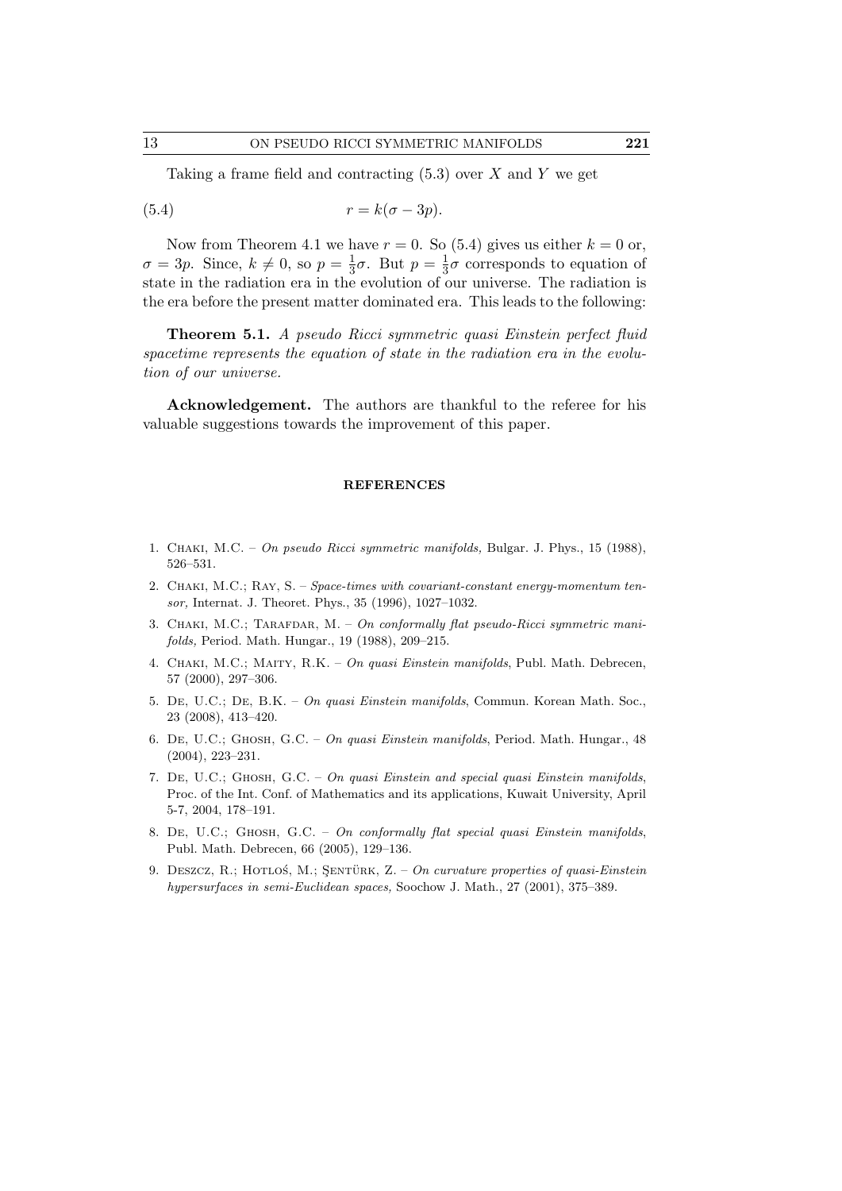Taking a frame field and contracting (5.3) over $X$ and $Y$ we get

$$r = k(\sigma - 3p). \tag{5.4}$$

Now from Theorem 4.1 we have $r = 0$. So (5.4) gives us either $k = 0$ or, $\sigma = 3p$. Since, $k \neq 0$, so $p = \frac{1}{3}\sigma$. But $p = \frac{1}{3}\sigma$ corresponds to equation of state in the radiation era in the evolution of our universe. The radiation is the era before the present matter dominated era. This leads to the following:

**Theorem 5.1.** *A pseudo Ricci symmetric quasi Einstein perfect fluid spacetime represents the equation of state in the radiation era in the evolution of our universe.*

**Acknowledgement.** The authors are thankful to the referee for his valuable suggestions towards the improvement of this paper.

## REFERENCES

1. Chaki, M.C. – *On pseudo Ricci symmetric manifolds,* Bulgar. J. Phys., 15 (1988), 526–531.
2. Chaki, M.C.; Ray, S. – *Space-times with covariant-constant energy-momentum tensor,* Internat. J. Theoret. Phys., 35 (1996), 1027–1032.
3. Chaki, M.C.; Tarafdar, M. – *On conformally flat pseudo-Ricci symmetric manifolds,* Period. Math. Hungar., 19 (1988), 209–215.
4. Chaki, M.C.; Maity, R.K. – *On quasi Einstein manifolds*, Publ. Math. Debrecen, 57 (2000), 297–306.
5. De, U.C.; De, B.K. – *On quasi Einstein manifolds*, Commun. Korean Math. Soc., 23 (2008), 413–420.
6. De, U.C.; Ghosh, G.C. – *On quasi Einstein manifolds*, Period. Math. Hungar., 48 (2004), 223–231.
7. De, U.C.; Ghosh, G.C. – *On quasi Einstein and special quasi Einstein manifolds*, Proc. of the Int. Conf. of Mathematics and its applications, Kuwait University, April 5-7, 2004, 178–191.
8. De, U.C.; Ghosh, G.C. – *On conformally flat special quasi Einstein manifolds*, Publ. Math. Debrecen, 66 (2005), 129–136.
9. Deszcz, R.; Hotloś, M.; Şentürk, Z. – *On curvature properties of quasi-Einstein hypersurfaces in semi-Euclidean spaces,* Soochow J. Math., 27 (2001), 375–389.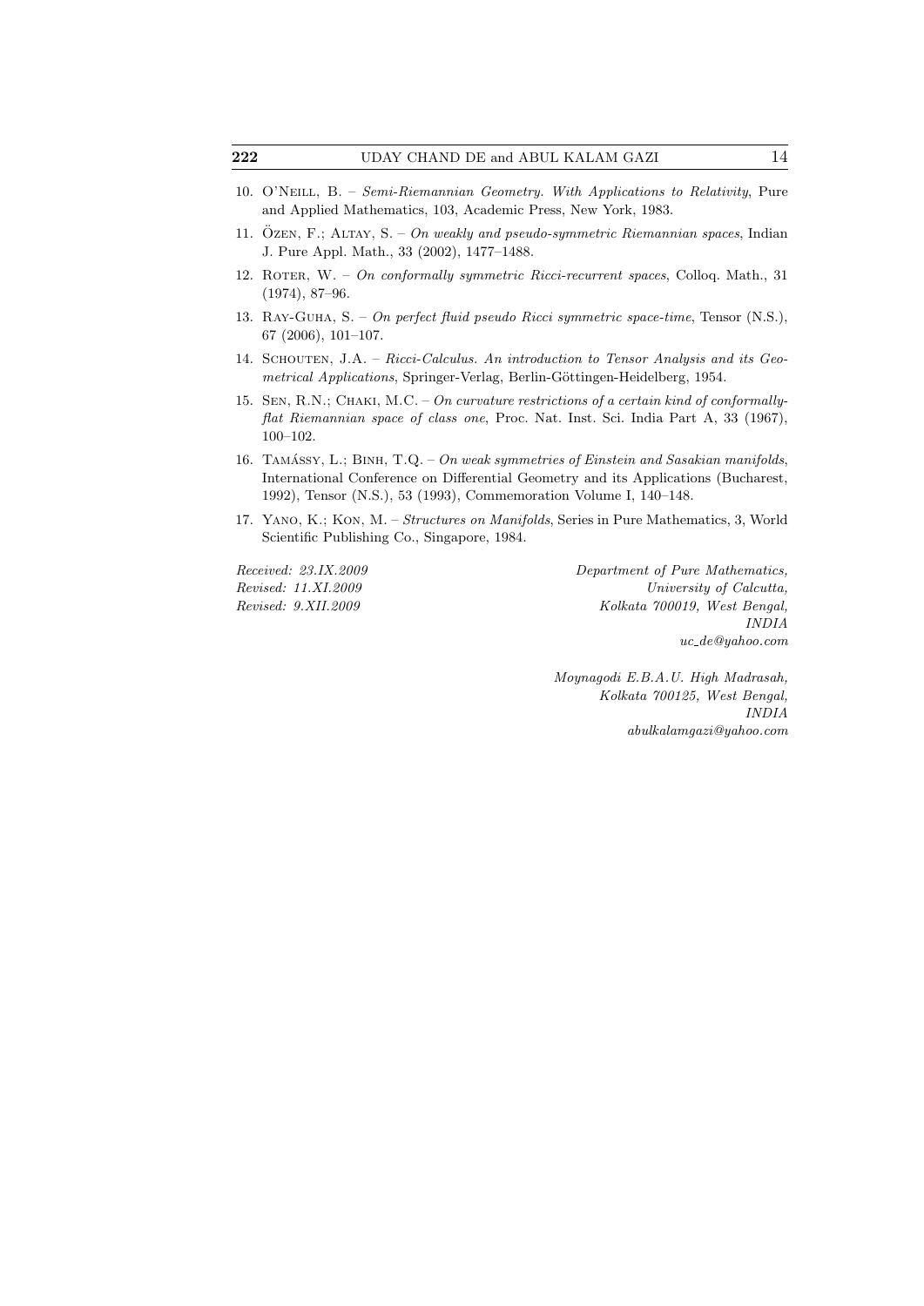10. O'Neill, B. – *Semi-Riemannian Geometry. With Applications to Relativity*, Pure and Applied Mathematics, 103, Academic Press, New York, 1983.

11. Özen, F.; Altay, S. – *On weakly and pseudo-symmetric Riemannian spaces*, Indian J. Pure Appl. Math., 33 (2002), 1477–1488.

12. Roter, W. – *On conformally symmetric Ricci-recurrent spaces*, Colloq. Math., 31 (1974), 87–96.

13. Ray-Guha, S. – *On perfect fluid pseudo Ricci symmetric space-time*, Tensor (N.S.), 67 (2006), 101–107.

14. Schouten, J.A. – *Ricci-Calculus. An introduction to Tensor Analysis and its Geometrical Applications*, Springer-Verlag, Berlin-Göttingen-Heidelberg, 1954.

15. Sen, R.N.; Chaki, M.C. – *On curvature restrictions of a certain kind of conformally-flat Riemannian space of class one*, Proc. Nat. Inst. Sci. India Part A, 33 (1967), 100–102.

16. Tamássy, L.; Binh, T.Q. – *On weak symmetries of Einstein and Sasakian manifolds*, International Conference on Differential Geometry and its Applications (Bucharest, 1992), Tensor (N.S.), 53 (1993), Commemoration Volume I, 140–148.

17. Yano, K.; Kon, M. – *Structures on Manifolds*, Series in Pure Mathematics, 3, World Scientific Publishing Co., Singapore, 1984.

*Received: 23.IX.2009*
*Revised: 11.XI.2009*
*Revised: 9.XII.2009*

*Department of Pure Mathematics,*
*University of Calcutta,*
*Kolkata 700019, West Bengal,*
*INDIA*
*uc_de@yahoo.com*

*Moynagodi E.B.A.U. High Madrasah,*
*Kolkata 700125, West Bengal,*
*INDIA*
*abulkalamgazi@yahoo.com*